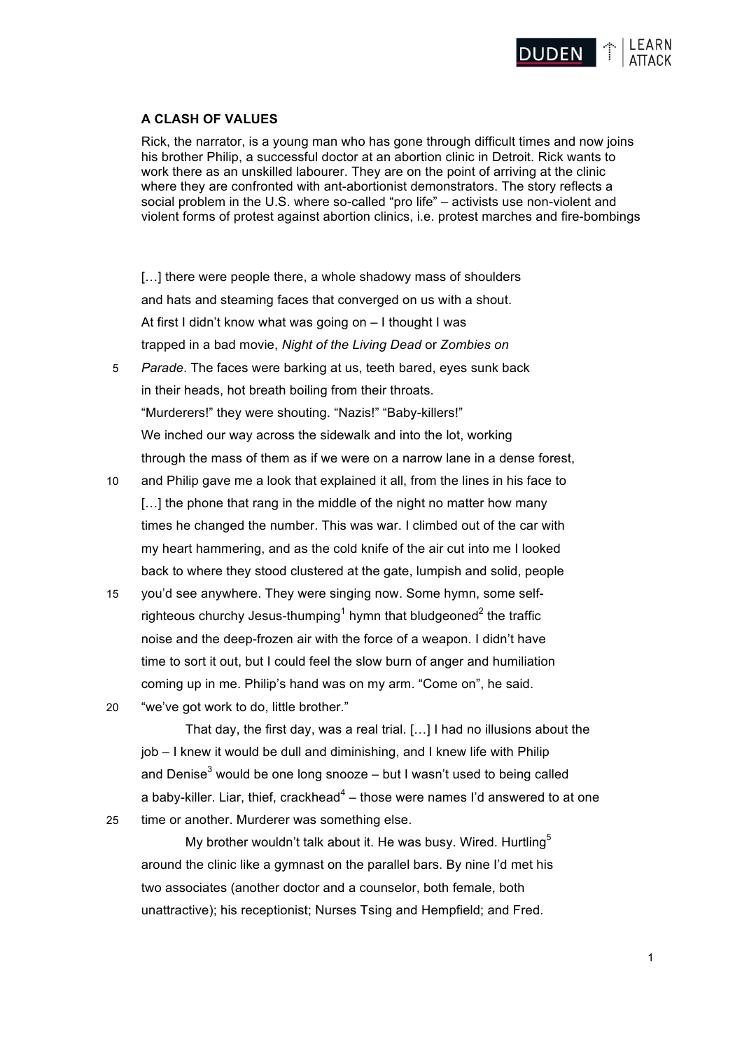### A CLASH OF VALUES

Rick, the narrator, is a young man who has gone through difficult times and now joins his brother Philip, a successful doctor at an abortion clinic in Detroit. Rick wants to work there as an unskilled labourer. They are on the point of arriving at the clinic where they are confronted with ant-abortionist demonstrators. The story reflects a social problem in the U.S. where so-called "pro life" – activists use non-violent and violent forms of protest against abortion clinics, i.e. protest marches and fire-bombings

[…] there were people there, a whole shadowy mass of shoulders and hats and steaming faces that converged on us with a shout. At first I didn't know what was going on – I thought I was trapped in a bad movie, *Night of the Living Dead* or *Zombies on Parade*. The faces were barking at us, teeth bared, eyes sunk back in their heads, hot breath boiling from their throats.

"Murderers!" they were shouting. "Nazis!" "Baby-killers!"

We inched our way across the sidewalk and into the lot, working through the mass of them as if we were on a narrow lane in a dense forest, and Philip gave me a look that explained it all, from the lines in his face to […] the phone that rang in the middle of the night no matter how many times he changed the number. This was war. I climbed out of the car with my heart hammering, and as the cold knife of the air cut into me I looked back to where they stood clustered at the gate, lumpish and solid, people you'd see anywhere. They were singing now. Some hymn, some self-righteous churchy Jesus-thumping[1] hymn that bludgeoned[2] the traffic noise and the deep-frozen air with the force of a weapon. I didn't have time to sort it out, but I could feel the slow burn of anger and humiliation coming up in me. Philip's hand was on my arm. "Come on", he said. "we've got work to do, little brother."

That day, the first day, was a real trial. […] I had no illusions about the job – I knew it would be dull and diminishing, and I knew life with Philip and Denise[3] would be one long snooze – but I wasn't used to being called a baby-killer. Liar, thief, crackhead[4] – those were names I'd answered to at one time or another. Murderer was something else.

My brother wouldn't talk about it. He was busy. Wired. Hurtling[5] around the clinic like a gymnast on the parallel bars. By nine I'd met his two associates (another doctor and a counselor, both female, both unattractive); his receptionist; Nurses Tsing and Hempfield; and Fred.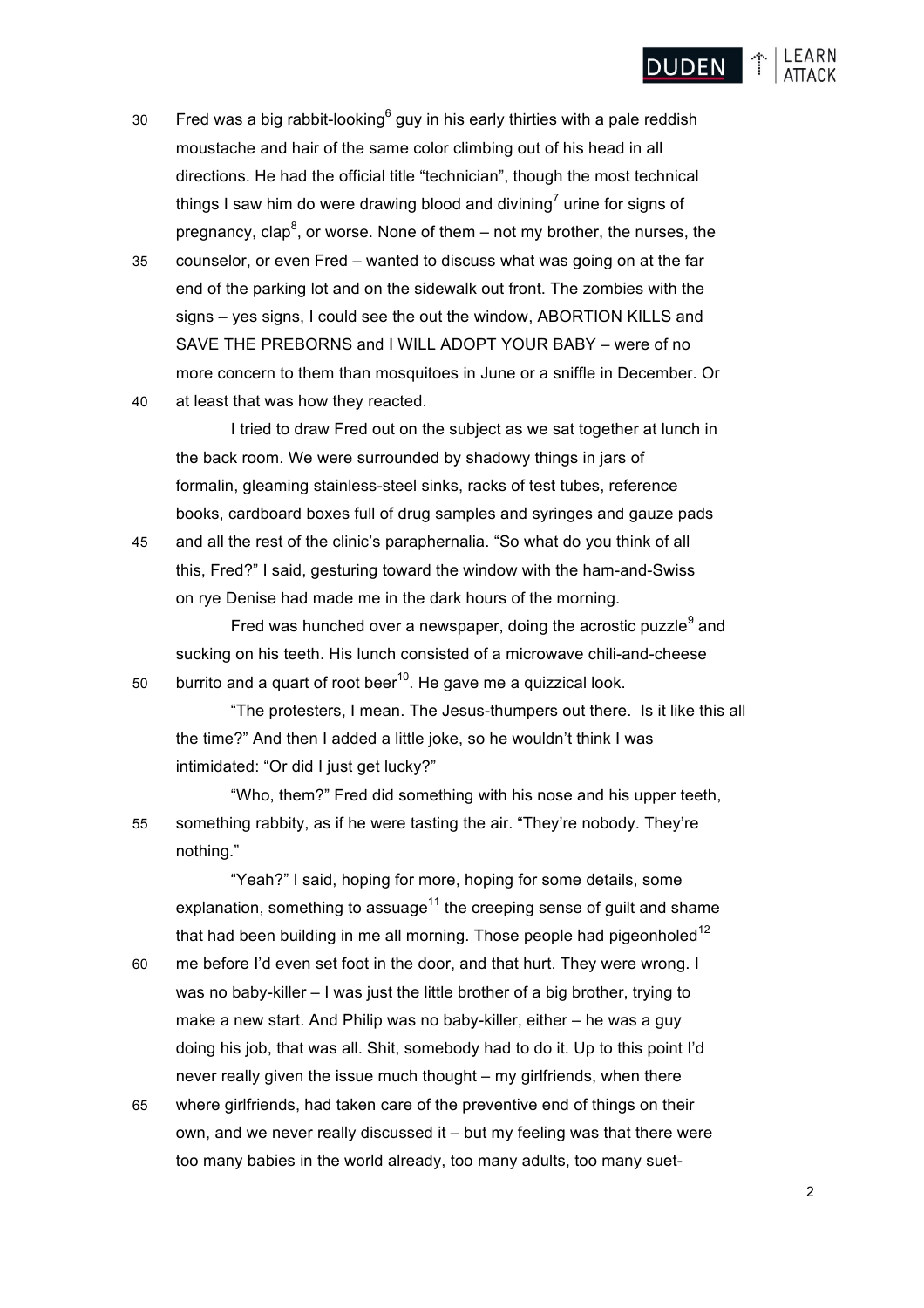Fred was a big rabbit-looking[6] guy in his early thirties with a pale reddish moustache and hair of the same color climbing out of his head in all directions. He had the official title "technician", though the most technical things I saw him do were drawing blood and divining[7] urine for signs of pregnancy, clap[8], or worse. None of them – not my brother, the nurses, the counselor, or even Fred – wanted to discuss what was going on at the far end of the parking lot and on the sidewalk out front. The zombies with the signs – yes signs, I could see the out the window, ABORTION KILLS and SAVE THE PREBORNS and I WILL ADOPT YOUR BABY – were of no more concern to them than mosquitoes in June or a sniffle in December. Or at least that was how they reacted.

I tried to draw Fred out on the subject as we sat together at lunch in the back room. We were surrounded by shadowy things in jars of formalin, gleaming stainless-steel sinks, racks of test tubes, reference books, cardboard boxes full of drug samples and syringes and gauze pads and all the rest of the clinic's paraphernalia. "So what do you think of all this, Fred?" I said, gesturing toward the window with the ham-and-Swiss on rye Denise had made me in the dark hours of the morning.

Fred was hunched over a newspaper, doing the acrostic puzzle[9] and sucking on his teeth. His lunch consisted of a microwave chili-and-cheese burrito and a quart of root beer[10]. He gave me a quizzical look.

"The protesters, I mean. The Jesus-thumpers out there. Is it like this all the time?" And then I added a little joke, so he wouldn't think I was intimidated: "Or did I just get lucky?"

"Who, them?" Fred did something with his nose and his upper teeth, something rabbity, as if he were tasting the air. "They're nobody. They're nothing."

"Yeah?" I said, hoping for more, hoping for some details, some explanation, something to assuage[11] the creeping sense of guilt and shame that had been building in me all morning. Those people had pigeonholed[12] me before I'd even set foot in the door, and that hurt. They were wrong. I was no baby-killer – I was just the little brother of a big brother, trying to make a new start. And Philip was no baby-killer, either – he was a guy doing his job, that was all. Shit, somebody had to do it. Up to this point I'd never really given the issue much thought – my girlfriends, when there where girlfriends, had taken care of the preventive end of things on their own, and we never really discussed it – but my feeling was that there were too many babies in the world already, too many adults, too many suet-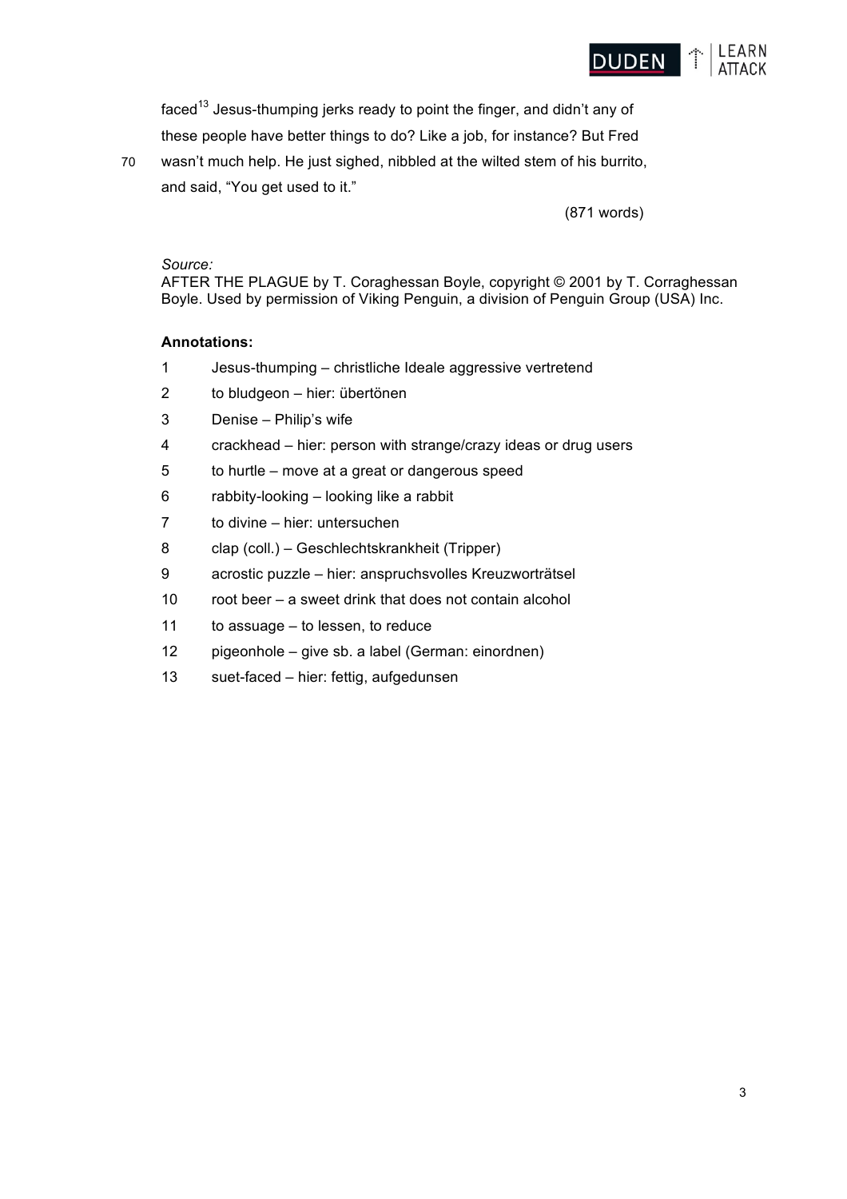faced[13] Jesus-thumping jerks ready to point the finger, and didn't any of these people have better things to do? Like a job, for instance? But Fred wasn't much help. He just sighed, nibbled at the wilted stem of his burrito, and said, "You get used to it."

(871 words)

*Source:*
AFTER THE PLAGUE by T. Coraghessan Boyle, copyright © 2001 by T. Corraghessan Boyle. Used by permission of Viking Penguin, a division of Penguin Group (USA) Inc.

**Annotations:**

1 Jesus-thumping – christliche Ideale aggressive vertretend
2 to bludgeon – hier: übertönen
3 Denise – Philip's wife
4 crackhead – hier: person with strange/crazy ideas or drug users
5 to hurtle – move at a great or dangerous speed
6 rabbity-looking – looking like a rabbit
7 to divine – hier: untersuchen
8 clap (coll.) – Geschlechtskrankheit (Tripper)
9 acrostic puzzle – hier: anspruchsvolles Kreuzworträtsel
10 root beer – a sweet drink that does not contain alcohol
11 to assuage – to lessen, to reduce
12 pigeonhole – give sb. a label (German: einordnen)
13 suet-faced – hier: fettig, aufgedunsen